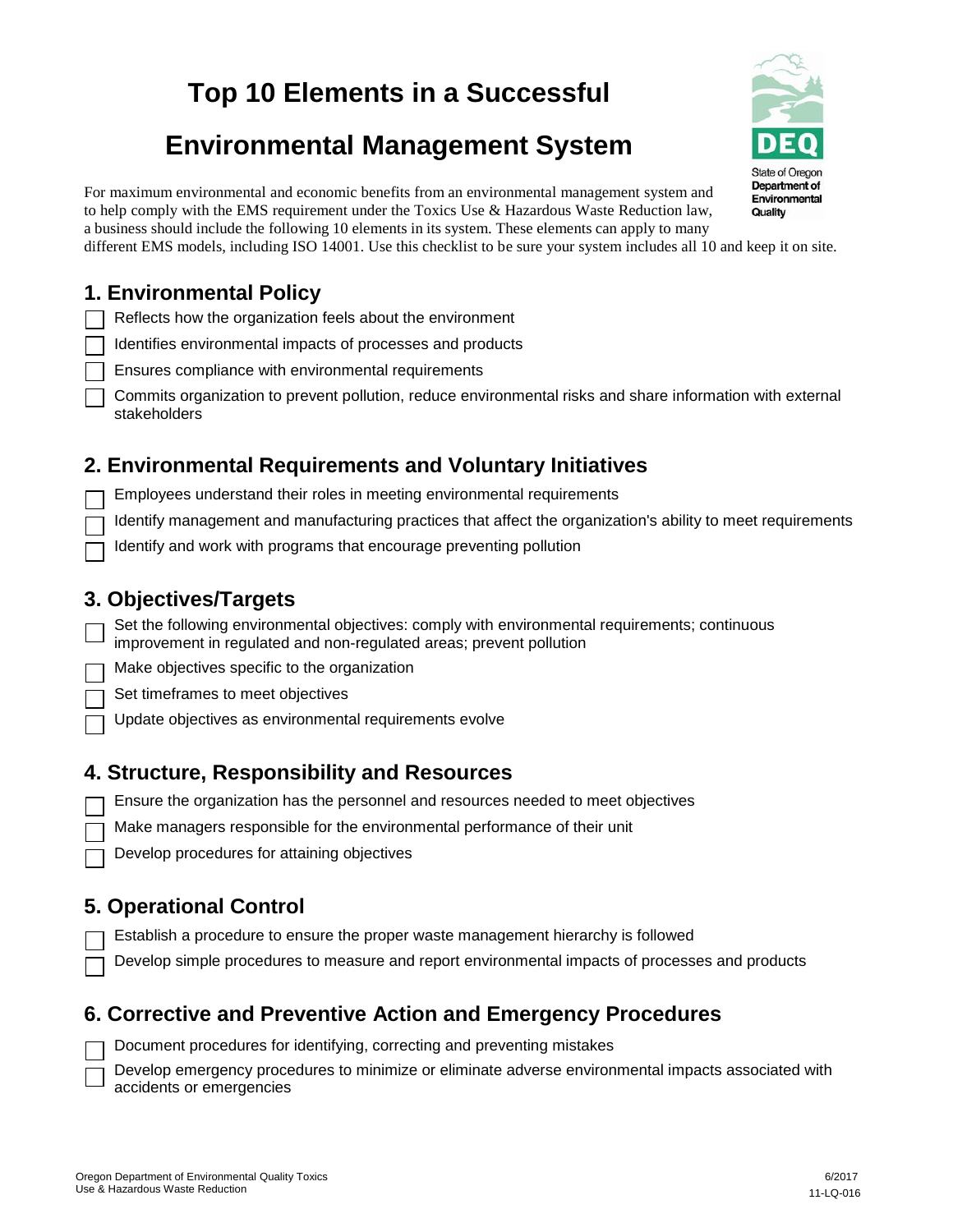# Top 10 Elements in a Successful

# Environmental Management System

For maximum environmental and economic benefits from an environmental management system and to help comply with the EMS requirement under the Toxics Use & Hazardous Waste Reduction law, a business should include the following 10 elements in its system. These elements can apply to many different EMS models, including ISO 14001. Use this checklist to be sure your system includes all 10 and keep it on site.

## 1. Environmental Policy

- [ ] Reflects how the organization feels about the environment
- [ ] Identifies environmental impacts of processes and products
- [ ] Ensures compliance with environmental requirements
- [ ] Commits organization to prevent pollution, reduce environmental risks and share information with external stakeholders

## 2. Environmental Requirements and Voluntary Initiatives

- [ ] Employees understand their roles in meeting environmental requirements
- [ ] Identify management and manufacturing practices that affect the organization's ability to meet requirements
- [ ] Identify and work with programs that encourage preventing pollution

## 3. Objectives/Targets

- [ ] Set the following environmental objectives: comply with environmental requirements; continuous improvement in regulated and non-regulated areas; prevent pollution
- [ ] Make objectives specific to the organization
- [ ] Set timeframes to meet objectives
- [ ] Update objectives as environmental requirements evolve

## 4. Structure, Responsibility and Resources

- [ ] Ensure the organization has the personnel and resources needed to meet objectives
- [ ] Make managers responsible for the environmental performance of their unit
- [ ] Develop procedures for attaining objectives

## 5. Operational Control

- [ ] Establish a procedure to ensure the proper waste management hierarchy is followed
- [ ] Develop simple procedures to measure and report environmental impacts of processes and products

## 6. Corrective and Preventive Action and Emergency Procedures

- [ ] Document procedures for identifying, correcting and preventing mistakes
- [ ] Develop emergency procedures to minimize or eliminate adverse environmental impacts associated with accidents or emergencies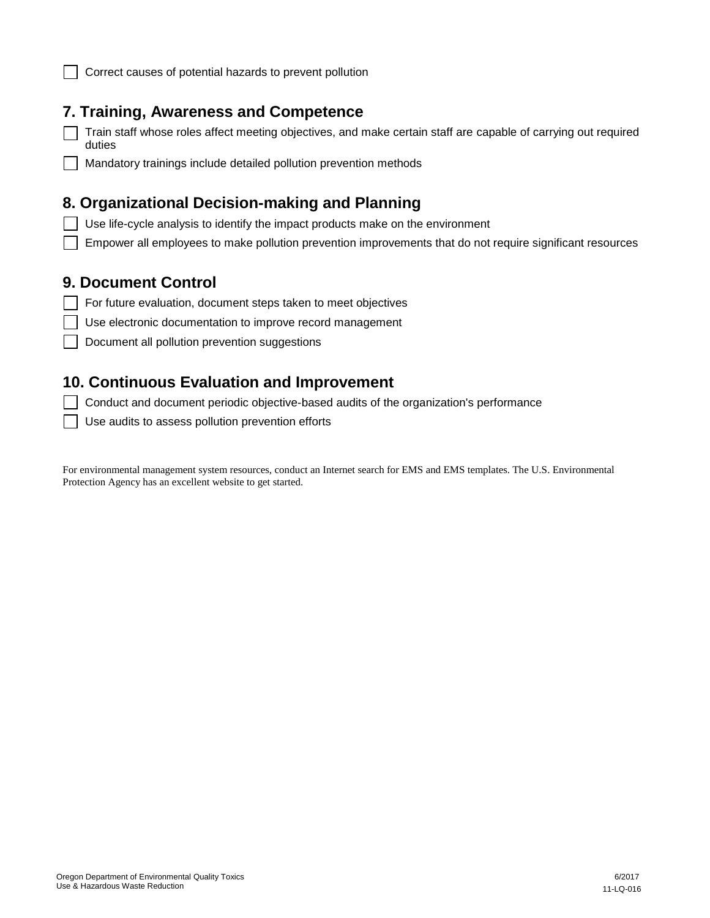- [ ] Correct causes of potential hazards to prevent pollution

## 7. Training, Awareness and Competence

- [ ] Train staff whose roles affect meeting objectives, and make certain staff are capable of carrying out required duties
- [ ] Mandatory trainings include detailed pollution prevention methods

## 8. Organizational Decision-making and Planning

- [ ] Use life-cycle analysis to identify the impact products make on the environment
- [ ] Empower all employees to make pollution prevention improvements that do not require significant resources

## 9. Document Control

- [ ] For future evaluation, document steps taken to meet objectives
- [ ] Use electronic documentation to improve record management
- [ ] Document all pollution prevention suggestions

## 10. Continuous Evaluation and Improvement

- [ ] Conduct and document periodic objective-based audits of the organization's performance
- [ ] Use audits to assess pollution prevention efforts

For environmental management system resources, conduct an Internet search for EMS and EMS templates. The U.S. Environmental Protection Agency has an excellent website to get started.